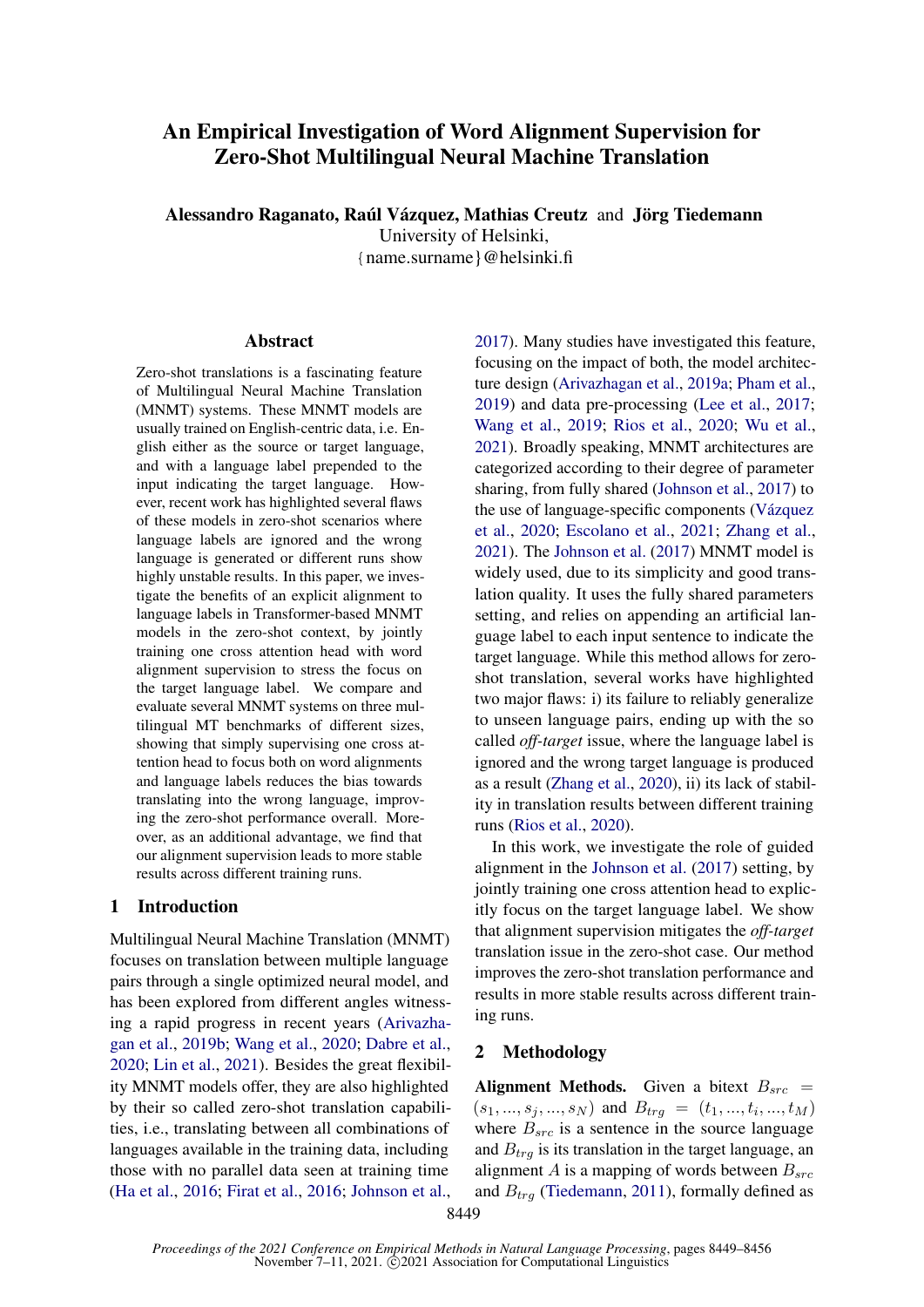# An Empirical Investigation of Word Alignment Supervision for Zero-Shot Multilingual Neural Machine Translation

**Alessandro Raganato, Raúl Vázquez, Mathias Creutz** and **Jörg Tiedemann**
University of Helsinki,
{name.surname}@helsinki.fi

## Abstract

Zero-shot translations is a fascinating feature of Multilingual Neural Machine Translation (MNMT) systems. These MNMT models are usually trained on English-centric data, i.e. English either as the source or target language, and with a language label prepended to the input indicating the target language. However, recent work has highlighted several flaws of these models in zero-shot scenarios where language labels are ignored and the wrong language is generated or different runs show highly unstable results. In this paper, we investigate the benefits of an explicit alignment to language labels in Transformer-based MNMT models in the zero-shot context, by jointly training one cross attention head with word alignment supervision to stress the focus on the target language label. We compare and evaluate several MNMT systems on three multilingual MT benchmarks of different sizes, showing that simply supervising one cross attention head to focus both on word alignments and language labels reduces the bias towards translating into the wrong language, improving the zero-shot performance overall. Moreover, as an additional advantage, we find that our alignment supervision leads to more stable results across different training runs.

## 1 Introduction

Multilingual Neural Machine Translation (MNMT) focuses on translation between multiple language pairs through a single optimized neural model, and has been explored from different angles witnessing a rapid progress in recent years (Arivazhagan et al., 2019b; Wang et al., 2020; Dabre et al., 2020; Lin et al., 2021). Besides the great flexibility MNMT models offer, they are also highlighted by their so called zero-shot translation capabilities, i.e., translating between all combinations of languages available in the training data, including those with no parallel data seen at training time (Ha et al., 2016; Firat et al., 2016; Johnson et al., 2017). Many studies have investigated this feature, focusing on the impact of both, the model architecture design (Arivazhagan et al., 2019a; Pham et al., 2019) and data pre-processing (Lee et al., 2017; Wang et al., 2019; Rios et al., 2020; Wu et al., 2021). Broadly speaking, MNMT architectures are categorized according to their degree of parameter sharing, from fully shared (Johnson et al., 2017) to the use of language-specific components (Vázquez et al., 2020; Escolano et al., 2021; Zhang et al., 2021). The Johnson et al. (2017) MNMT model is widely used, due to its simplicity and good translation quality. It uses the fully shared parameters setting, and relies on appending an artificial language label to each input sentence to indicate the target language. While this method allows for zero-shot translation, several works have highlighted two major flaws: i) its failure to reliably generalize to unseen language pairs, ending up with the so called *off-target* issue, where the language label is ignored and the wrong target language is produced as a result (Zhang et al., 2020), ii) its lack of stability in translation results between different training runs (Rios et al., 2020).

In this work, we investigate the role of guided alignment in the Johnson et al. (2017) setting, by jointly training one cross attention head to explicitly focus on the target language label. We show that alignment supervision mitigates the *off-target* translation issue in the zero-shot case. Our method improves the zero-shot translation performance and results in more stable results across different training runs.

## 2 Methodology

**Alignment Methods.** Given a bitext $B_{src} = (s_1, ..., s_j, ..., s_N)$ and $B_{trg} = (t_1, ..., t_i, ..., t_M)$ where $B_{src}$ is a sentence in the source language and $B_{trg}$ is its translation in the target language, an alignment $A$ is a mapping of words between $B_{src}$ and $B_{trg}$ (Tiedemann, 2011), formally defined as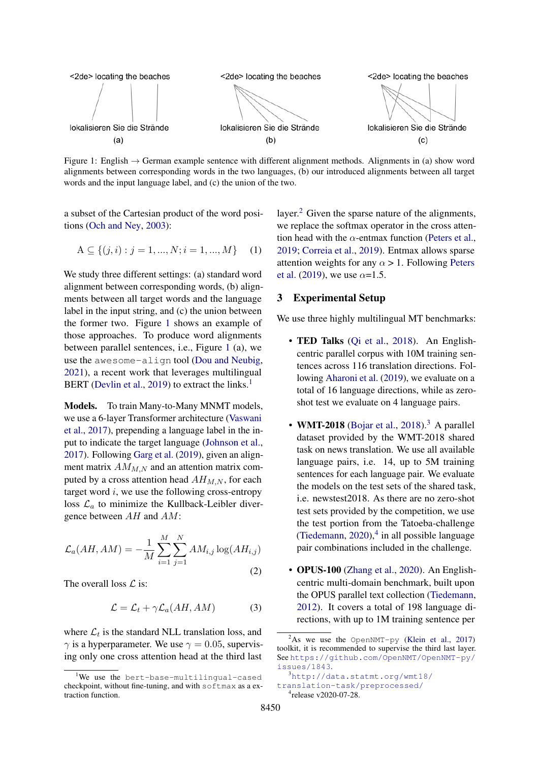Figure 1: English → German example sentence with different alignment methods. Alignments in (a) show word alignments between corresponding words in the two languages, (b) our introduced alignments between all target words and the input language label, and (c) the union of the two.

a subset of the Cartesian product of the word positions (Och and Ney, 2003):

$$A \subseteq \{(j, i) : j = 1, ..., N; i = 1, ..., M\} \quad (1)$$

We study three different settings: (a) standard word alignment between corresponding words, (b) alignments between all target words and the language label in the input string, and (c) the union between the former two. Figure 1 shows an example of those approaches. To produce word alignments between parallel sentences, i.e., Figure 1 (a), we use the `awesome-align` tool (Dou and Neubig, 2021), a recent work that leverages multilingual BERT (Devlin et al., 2019) to extract the links.[1]

**Models.** To train Many-to-Many MNMT models, we use a 6-layer Transformer architecture (Vaswani et al., 2017), prepending a language label in the input to indicate the target language (Johnson et al., 2017). Following Garg et al. (2019), given an alignment matrix $AM_{M,N}$ and an attention matrix computed by a cross attention head $AH_{M,N}$, for each target word $i$, we use the following cross-entropy loss $\mathcal{L}_a$ to minimize the Kullback-Leibler divergence between $AH$ and $AM$:

$$\mathcal{L}_a(AH, AM) = -\frac{1}{M}\sum_{i=1}^{M}\sum_{j=1}^{N} AM_{i,j}\log(AH_{i,j}) \quad (2)$$

The overall loss $\mathcal{L}$ is:

$$\mathcal{L} = \mathcal{L}_t + \gamma\mathcal{L}_a(AH, AM) \quad (3)$$

where $\mathcal{L}_t$ is the standard NLL translation loss, and $\gamma$ is a hyperparameter. We use $\gamma = 0.05$, supervising only one cross attention head at the third last layer.[2] Given the sparse nature of the alignments, we replace the softmax operator in the cross attention head with the $\alpha$-entmax function (Peters et al., 2019; Correia et al., 2019). Entmax allows sparse attention weights for any $\alpha > 1$. Following Peters et al. (2019), we use $\alpha$=1.5.

## 3 Experimental Setup

We use three highly multilingual MT benchmarks:

- **TED Talks** (Qi et al., 2018). An English-centric parallel corpus with 10M training sentences across 116 translation directions. Following Aharoni et al. (2019), we evaluate on a total of 16 language directions, while as zero-shot test we evaluate on 4 language pairs.

- **WMT-2018** (Bojar et al., 2018).[3] A parallel dataset provided by the WMT-2018 shared task on news translation. We use all available language pairs, i.e. 14, up to 5M training sentences for each language pair. We evaluate the models on the test sets of the shared task, i.e. newstest2018. As there are no zero-shot test sets provided by the competition, we use the test portion from the Tatoeba-challenge (Tiedemann, 2020),[4] in all possible language pair combinations included in the challenge.

- **OPUS-100** (Zhang et al., 2020). An English-centric multi-domain benchmark, built upon the OPUS parallel text collection (Tiedemann, 2012). It covers a total of 198 language directions, with up to 1M training sentence per

[1] We use the `bert-base-multilingual-cased` checkpoint, without fine-tuning, and with `softmax` as a extraction function.

[2] As we use the `OpenNMT-py` (Klein et al., 2017) toolkit, it is recommended to supervise the third last layer. See `https://github.com/OpenNMT/OpenNMT-py/issues/1843`.

[3] `http://data.statmt.org/wmt18/translation-task/preprocessed/`

[4] release v2020-07-28.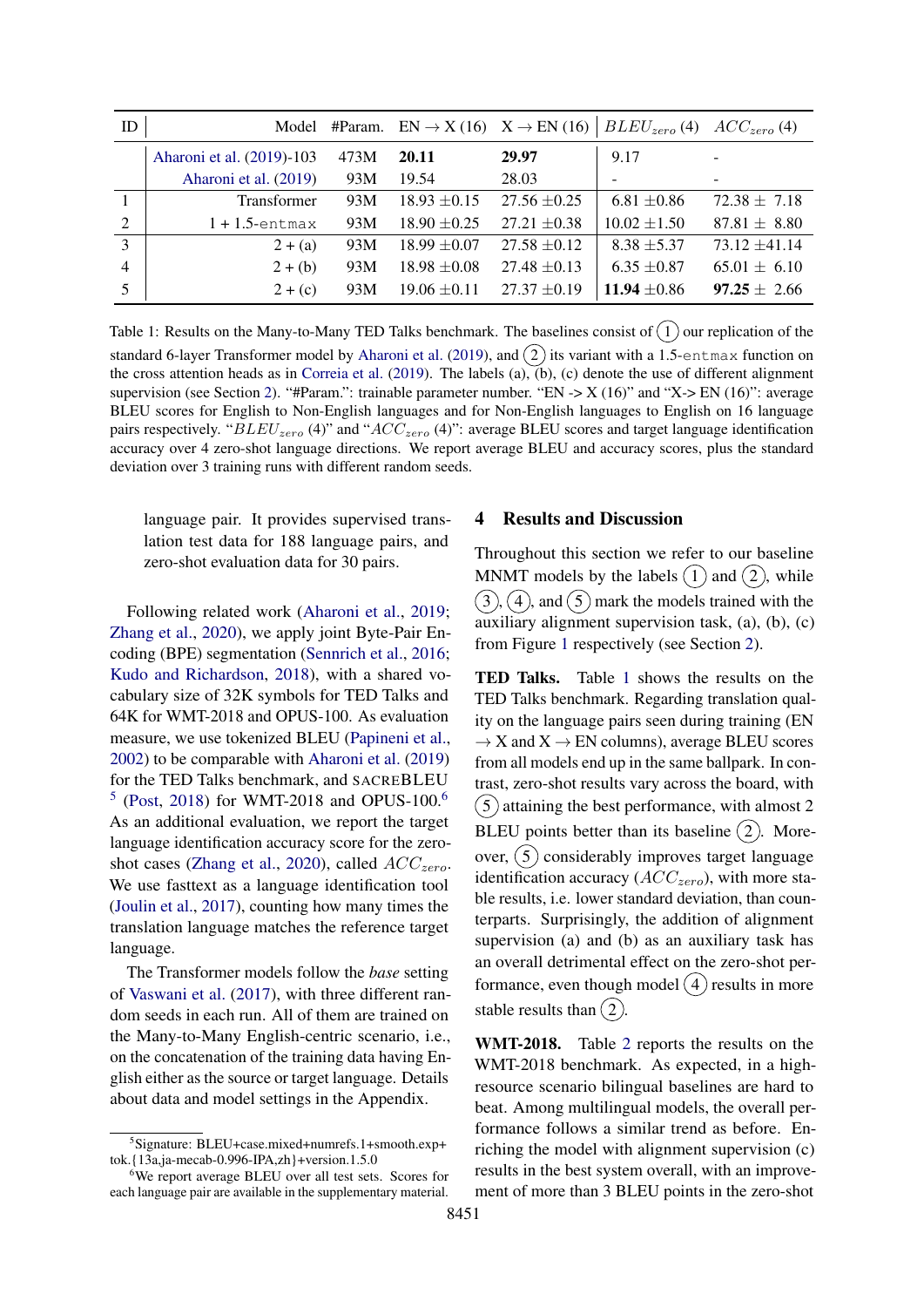| ID | Model | #Param. | EN → X (16) | X → EN (16) | $BLEU_{zero}$ (4) | $ACC_{zero}$ (4) |
|---|---|---|---|---|---|---|
| | Aharoni et al. (2019)-103 | 473M | **20.11** | **29.97** | 9.17 | - |
| | Aharoni et al. (2019) | 93M | 19.54 | 28.03 | - | - |
| 1 | Transformer | 93M | 18.93 ±0.15 | 27.56 ±0.25 | 6.81 ±0.86 | 72.38 ± 7.18 |
| 2 | 1 + 1.5-`entmax` | 93M | 18.90 ±0.25 | 27.21 ±0.38 | 10.02 ±1.50 | 87.81 ± 8.80 |
| 3 | 2 + (a) | 93M | 18.99 ±0.07 | 27.58 ±0.12 | 8.38 ±5.37 | 73.12 ±41.14 |
| 4 | 2 + (b) | 93M | 18.98 ±0.08 | 27.48 ±0.13 | 6.35 ±0.87 | 65.01 ± 6.10 |
| 5 | 2 + (c) | 93M | 19.06 ±0.11 | 27.37 ±0.19 | **11.94** ±0.86 | **97.25** ± 2.66 |

Table 1: Results on the Many-to-Many TED Talks benchmark. The baselines consist of (1) our replication of the standard 6-layer Transformer model by Aharoni et al. (2019), and (2) its variant with a 1.5-`entmax` function on the cross attention heads as in Correia et al. (2019). The labels (a), (b), (c) denote the use of different alignment supervision (see Section 2). "#Param.": trainable parameter number. "EN -> X (16)" and "X-> EN (16)": average BLEU scores for English to Non-English languages and for Non-English languages to English on 16 language pairs respectively. "$BLEU_{zero}$ (4)" and "$ACC_{zero}$ (4)": average BLEU scores and target language identification accuracy over 4 zero-shot language directions. We report average BLEU and accuracy scores, plus the standard deviation over 3 training runs with different random seeds.

language pair. It provides supervised translation test data for 188 language pairs, and zero-shot evaluation data for 30 pairs.

Following related work (Aharoni et al., 2019; Zhang et al., 2020), we apply joint Byte-Pair Encoding (BPE) segmentation (Sennrich et al., 2016; Kudo and Richardson, 2018), with a shared vocabulary size of 32K symbols for TED Talks and 64K for WMT-2018 and OPUS-100. As evaluation measure, we use tokenized BLEU (Papineni et al., 2002) to be comparable with Aharoni et al. (2019) for the TED Talks benchmark, and SACREBLEU [5] (Post, 2018) for WMT-2018 and OPUS-100.[6] As an additional evaluation, we report the target language identification accuracy score for the zero-shot cases (Zhang et al., 2020), called $ACC_{zero}$. We use fasttext as a language identification tool (Joulin et al., 2017), counting how many times the translation language matches the reference target language.

The Transformer models follow the *base* setting of Vaswani et al. (2017), with three different random seeds in each run. All of them are trained on the Many-to-Many English-centric scenario, i.e., on the concatenation of the training data having English either as the source or target language. Details about data and model settings in the Appendix.

[5] Signature: BLEU+case.mixed+numrefs.1+smooth.exp+tok.{13a,ja-mecab-0.996-IPA,zh}+version.1.5.0

[6] We report average BLEU over all test sets. Scores for each language pair are available in the supplementary material.

## 4 Results and Discussion

Throughout this section we refer to our baseline MNMT models by the labels (1) and (2), while (3), (4), and (5) mark the models trained with the auxiliary alignment supervision task, (a), (b), (c) from Figure 1 respectively (see Section 2).

**TED Talks.** Table 1 shows the results on the TED Talks benchmark. Regarding translation quality on the language pairs seen during training (EN → X and X → EN columns), average BLEU scores from all models end up in the same ballpark. In contrast, zero-shot results vary across the board, with (5) attaining the best performance, with almost 2 BLEU points better than its baseline (2). Moreover, (5) considerably improves target language identification accuracy ($ACC_{zero}$), with more stable results, i.e. lower standard deviation, than counterparts. Surprisingly, the addition of alignment supervision (a) and (b) as an auxiliary task has an overall detrimental effect on the zero-shot performance, even though model (4) results in more stable results than (2).

**WMT-2018.** Table 2 reports the results on the WMT-2018 benchmark. As expected, in a high-resource scenario bilingual baselines are hard to beat. Among multilingual models, the overall performance follows a similar trend as before. Enriching the model with alignment supervision (c) results in the best system overall, with an improvement of more than 3 BLEU points in the zero-shot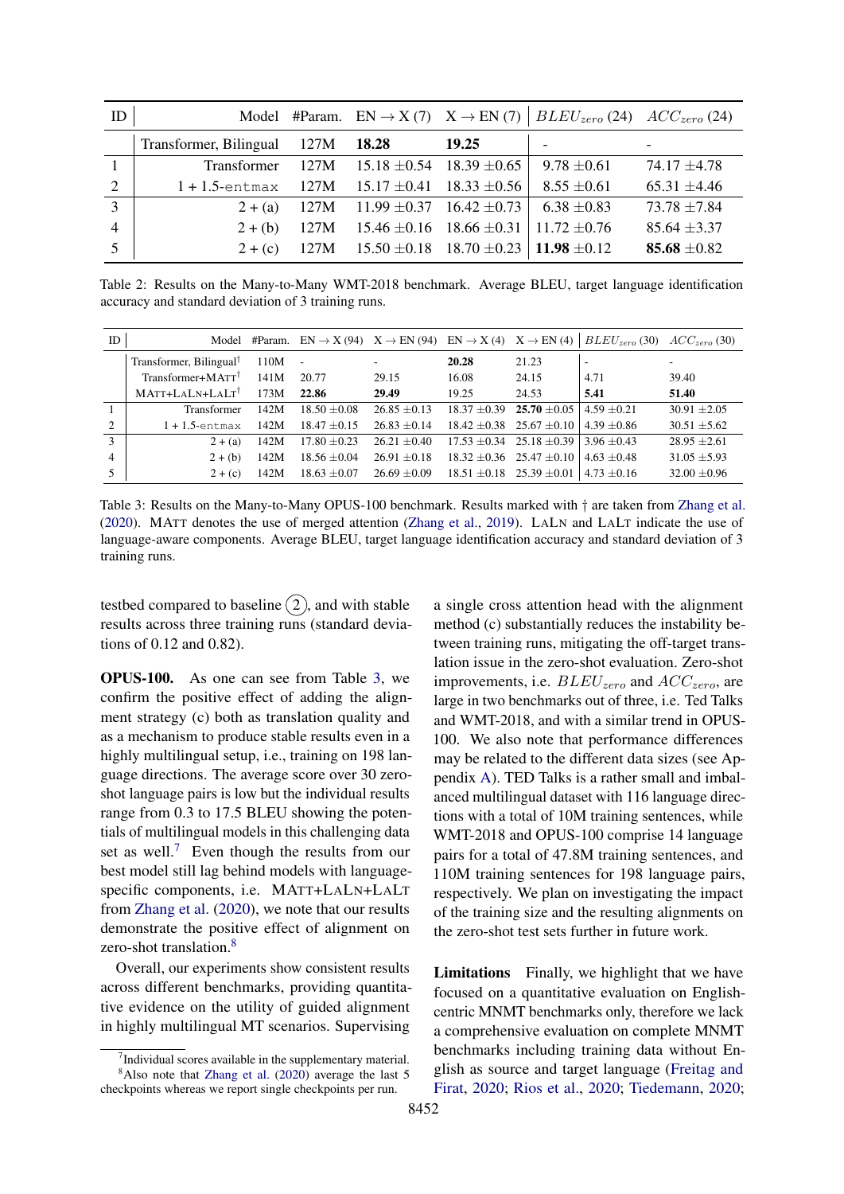| ID | Model | #Param. | EN → X (7) | X → EN (7) | $BLEU_{zero}$ (24) | $ACC_{zero}$ (24) |
|---|---|---|---|---|---|---|
| | Transformer, Bilingual | 127M | **18.28** | **19.25** | - | - |
| 1 | Transformer | 127M | 15.18 ±0.54 | 18.39 ±0.65 | 9.78 ±0.61 | 74.17 ±4.78 |
| 2 | 1 + 1.5-entmax | 127M | 15.17 ±0.41 | 18.33 ±0.56 | 8.55 ±0.61 | 65.31 ±4.46 |
| 3 | 2 + (a) | 127M | 11.99 ±0.37 | 16.42 ±0.73 | 6.38 ±0.83 | 73.78 ±7.84 |
| 4 | 2 + (b) | 127M | 15.46 ±0.16 | 18.66 ±0.31 | 11.72 ±0.76 | 85.64 ±3.37 |
| 5 | 2 + (c) | 127M | 15.50 ±0.18 | 18.70 ±0.23 | **11.98** ±0.12 | **85.68** ±0.82 |

Table 2: Results on the Many-to-Many WMT-2018 benchmark. Average BLEU, target language identification accuracy and standard deviation of 3 training runs.

| ID | Model | #Param. | EN → X (94) | X → EN (94) | EN → X (4) | X → EN (4) | $BLEU_{zero}$ (30) | $ACC_{zero}$ (30) |
|---|---|---|---|---|---|---|---|---|
| | Transformer, Bilingual† | 110M | - | - | **20.28** | 21.23 | - | - |
| | Transformer+MATT† | 141M | 20.77 | 29.15 | 16.08 | 24.15 | 4.71 | 39.40 |
| | MATT+LALN+LALT† | 173M | **22.86** | **29.49** | 19.25 | 24.53 | **5.41** | **51.40** |
| 1 | Transformer | 142M | 18.50 ±0.08 | 26.85 ±0.13 | 18.37 ±0.39 | **25.70** ±0.05 | 4.59 ±0.21 | 30.91 ±2.05 |
| 2 | 1 + 1.5-entmax | 142M | 18.47 ±0.15 | 26.83 ±0.14 | 18.42 ±0.38 | 25.67 ±0.10 | 4.39 ±0.86 | 30.51 ±5.62 |
| 3 | 2 + (a) | 142M | 17.80 ±0.23 | 26.21 ±0.40 | 17.53 ±0.34 | 25.18 ±0.39 | 3.96 ±0.43 | 28.95 ±2.61 |
| 4 | 2 + (b) | 142M | 18.56 ±0.04 | 26.91 ±0.18 | 18.32 ±0.36 | 25.47 ±0.10 | 4.63 ±0.48 | 31.05 ±5.93 |
| 5 | 2 + (c) | 142M | 18.63 ±0.07 | 26.69 ±0.09 | 18.51 ±0.18 | 25.39 ±0.01 | 4.73 ±0.16 | 32.00 ±0.96 |

Table 3: Results on the Many-to-Many OPUS-100 benchmark. Results marked with † are taken from Zhang et al. (2020). MATT denotes the use of merged attention (Zhang et al., 2019). LALN and LALT indicate the use of language-aware components. Average BLEU, target language identification accuracy and standard deviation of 3 training runs.

testbed compared to baseline (2), and with stable results across three training runs (standard deviations of 0.12 and 0.82).

**OPUS-100.** As one can see from Table 3, we confirm the positive effect of adding the alignment strategy (c) both as translation quality and as a mechanism to produce stable results even in a highly multilingual setup, i.e., training on 198 language directions. The average score over 30 zero-shot language pairs is low but the individual results range from 0.3 to 17.5 BLEU showing the potentials of multilingual models in this challenging data set as well.[7] Even though the results from our best model still lag behind models with language-specific components, i.e. MATT+LALN+LALT from Zhang et al. (2020), we note that our results demonstrate the positive effect of alignment on zero-shot translation.[8]

Overall, our experiments show consistent results across different benchmarks, providing quantitative evidence on the utility of guided alignment in highly multilingual MT scenarios. Supervising a single cross attention head with the alignment method (c) substantially reduces the instability between training runs, mitigating the off-target translation issue in the zero-shot evaluation. Zero-shot improvements, i.e. $BLEU_{zero}$ and $ACC_{zero}$, are large in two benchmarks out of three, i.e. Ted Talks and WMT-2018, and with a similar trend in OPUS-100. We also note that performance differences may be related to the different data sizes (see Appendix A). TED Talks is a rather small and imbalanced multilingual dataset with 116 language directions with a total of 10M training sentences, while WMT-2018 and OPUS-100 comprise 14 language pairs for a total of 47.8M training sentences, and 110M training sentences for 198 language pairs, respectively. We plan on investigating the impact of the training size and the resulting alignments on the zero-shot test sets further in future work.

**Limitations** Finally, we highlight that we have focused on a quantitative evaluation on English-centric MNMT benchmarks only, therefore we lack a comprehensive evaluation on complete MNMT benchmarks including training data without English as source and target language (Freitag and Firat, 2020; Rios et al., 2020; Tiedemann, 2020;

[7] Individual scores available in the supplementary material.

[8] Also note that Zhang et al. (2020) average the last 5 checkpoints whereas we report single checkpoints per run.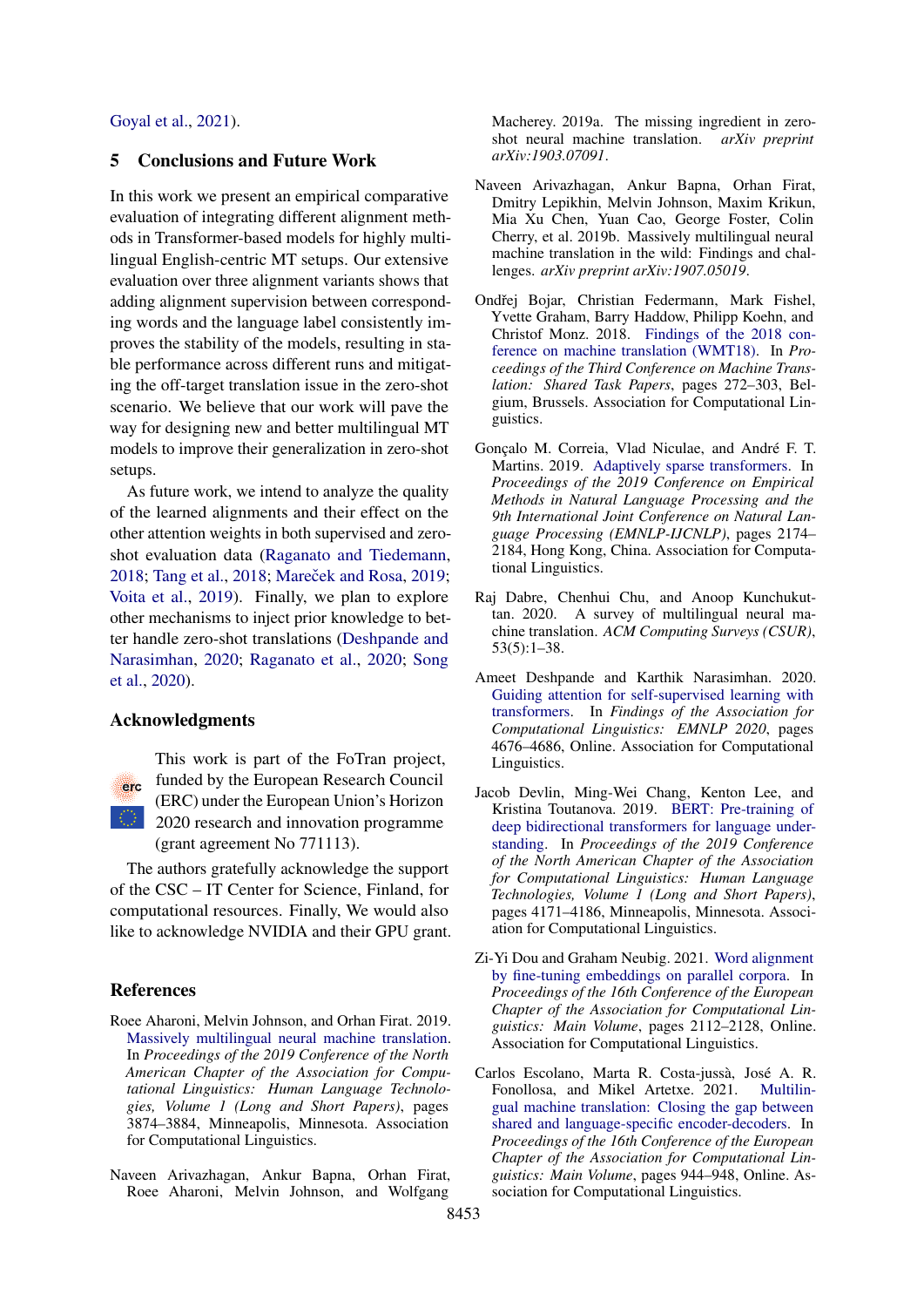Goyal et al., 2021).

## 5 Conclusions and Future Work

In this work we present an empirical comparative evaluation of integrating different alignment methods in Transformer-based models for highly multilingual English-centric MT setups. Our extensive evaluation over three alignment variants shows that adding alignment supervision between corresponding words and the language label consistently improves the stability of the models, resulting in stable performance across different runs and mitigating the off-target translation issue in the zero-shot scenario. We believe that our work will pave the way for designing new and better multilingual MT models to improve their generalization in zero-shot setups.

As future work, we intend to analyze the quality of the learned alignments and their effect on the other attention weights in both supervised and zero-shot evaluation data (Raganato and Tiedemann, 2018; Tang et al., 2018; Mareček and Rosa, 2019; Voita et al., 2019). Finally, we plan to explore other mechanisms to inject prior knowledge to better handle zero-shot translations (Deshpande and Narasimhan, 2020; Raganato et al., 2020; Song et al., 2020).

## Acknowledgments

This work is part of the FoTran project, funded by the European Research Council (ERC) under the European Union's Horizon 2020 research and innovation programme (grant agreement No 771113).

The authors gratefully acknowledge the support of the CSC – IT Center for Science, Finland, for computational resources. Finally, We would also like to acknowledge NVIDIA and their GPU grant.

## References

Roee Aharoni, Melvin Johnson, and Orhan Firat. 2019. Massively multilingual neural machine translation. In *Proceedings of the 2019 Conference of the North American Chapter of the Association for Computational Linguistics: Human Language Technologies, Volume 1 (Long and Short Papers)*, pages 3874–3884, Minneapolis, Minnesota. Association for Computational Linguistics.

Naveen Arivazhagan, Ankur Bapna, Orhan Firat, Roee Aharoni, Melvin Johnson, and Wolfgang Macherey. 2019a. The missing ingredient in zero-shot neural machine translation. *arXiv preprint arXiv:1903.07091*.

Naveen Arivazhagan, Ankur Bapna, Orhan Firat, Dmitry Lepikhin, Melvin Johnson, Maxim Krikun, Mia Xu Chen, Yuan Cao, George Foster, Colin Cherry, et al. 2019b. Massively multilingual neural machine translation in the wild: Findings and challenges. *arXiv preprint arXiv:1907.05019*.

Ondřej Bojar, Christian Federmann, Mark Fishel, Yvette Graham, Barry Haddow, Philipp Koehn, and Christof Monz. 2018. Findings of the 2018 conference on machine translation (WMT18). In *Proceedings of the Third Conference on Machine Translation: Shared Task Papers*, pages 272–303, Belgium, Brussels. Association for Computational Linguistics.

Gonçalo M. Correia, Vlad Niculae, and André F. T. Martins. 2019. Adaptively sparse transformers. In *Proceedings of the 2019 Conference on Empirical Methods in Natural Language Processing and the 9th International Joint Conference on Natural Language Processing (EMNLP-IJCNLP)*, pages 2174–2184, Hong Kong, China. Association for Computational Linguistics.

Raj Dabre, Chenhui Chu, and Anoop Kunchukuttan. 2020. A survey of multilingual neural machine translation. *ACM Computing Surveys (CSUR)*, 53(5):1–38.

Ameet Deshpande and Karthik Narasimhan. 2020. Guiding attention for self-supervised learning with transformers. In *Findings of the Association for Computational Linguistics: EMNLP 2020*, pages 4676–4686, Online. Association for Computational Linguistics.

Jacob Devlin, Ming-Wei Chang, Kenton Lee, and Kristina Toutanova. 2019. BERT: Pre-training of deep bidirectional transformers for language understanding. In *Proceedings of the 2019 Conference of the North American Chapter of the Association for Computational Linguistics: Human Language Technologies, Volume 1 (Long and Short Papers)*, pages 4171–4186, Minneapolis, Minnesota. Association for Computational Linguistics.

Zi-Yi Dou and Graham Neubig. 2021. Word alignment by fine-tuning embeddings on parallel corpora. In *Proceedings of the 16th Conference of the European Chapter of the Association for Computational Linguistics: Main Volume*, pages 2112–2128, Online. Association for Computational Linguistics.

Carlos Escolano, Marta R. Costa-jussà, José A. R. Fonollosa, and Mikel Artetxe. 2021. Multilingual machine translation: Closing the gap between shared and language-specific encoder-decoders. In *Proceedings of the 16th Conference of the European Chapter of the Association for Computational Linguistics: Main Volume*, pages 944–948, Online. Association for Computational Linguistics.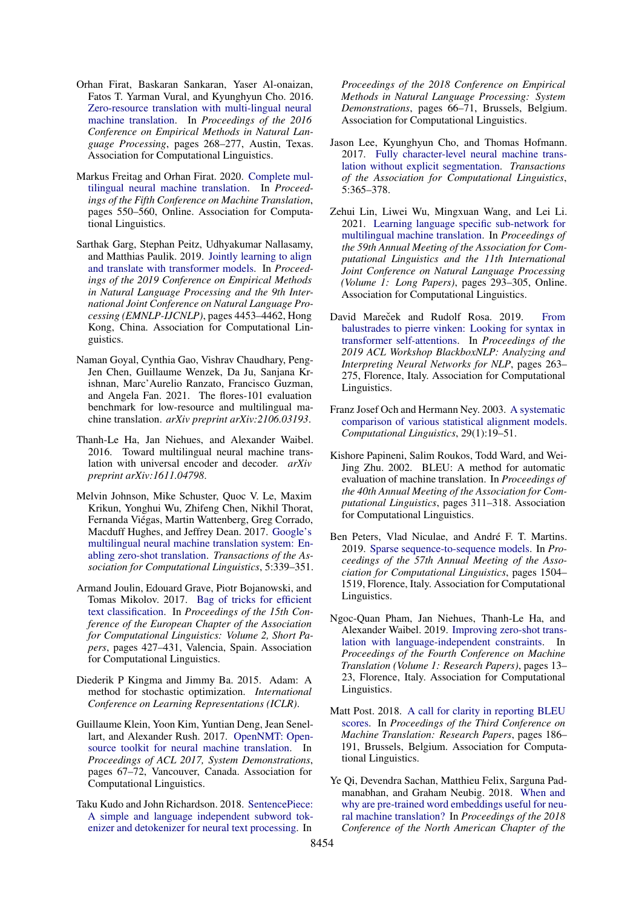Orhan Firat, Baskaran Sankaran, Yaser Al-onaizan, Fatos T. Yarman Vural, and Kyunghyun Cho. 2016. Zero-resource translation with multi-lingual neural machine translation. In *Proceedings of the 2016 Conference on Empirical Methods in Natural Language Processing*, pages 268–277, Austin, Texas. Association for Computational Linguistics.

Markus Freitag and Orhan Firat. 2020. Complete multilingual neural machine translation. In *Proceedings of the Fifth Conference on Machine Translation*, pages 550–560, Online. Association for Computational Linguistics.

Sarthak Garg, Stephan Peitz, Udhyakumar Nallasamy, and Matthias Paulik. 2019. Jointly learning to align and translate with transformer models. In *Proceedings of the 2019 Conference on Empirical Methods in Natural Language Processing and the 9th International Joint Conference on Natural Language Processing (EMNLP-IJCNLP)*, pages 4453–4462, Hong Kong, China. Association for Computational Linguistics.

Naman Goyal, Cynthia Gao, Vishrav Chaudhary, Peng-Jen Chen, Guillaume Wenzek, Da Ju, Sanjana Krishnan, Marc'Aurelio Ranzato, Francisco Guzman, and Angela Fan. 2021. The flores-101 evaluation benchmark for low-resource and multilingual machine translation. *arXiv preprint arXiv:2106.03193*.

Thanh-Le Ha, Jan Niehues, and Alexander Waibel. 2016. Toward multilingual neural machine translation with universal encoder and decoder. *arXiv preprint arXiv:1611.04798*.

Melvin Johnson, Mike Schuster, Quoc V. Le, Maxim Krikun, Yonghui Wu, Zhifeng Chen, Nikhil Thorat, Fernanda Viégas, Martin Wattenberg, Greg Corrado, Macduff Hughes, and Jeffrey Dean. 2017. Google's multilingual neural machine translation system: Enabling zero-shot translation. *Transactions of the Association for Computational Linguistics*, 5:339–351.

Armand Joulin, Edouard Grave, Piotr Bojanowski, and Tomas Mikolov. 2017. Bag of tricks for efficient text classification. In *Proceedings of the 15th Conference of the European Chapter of the Association for Computational Linguistics: Volume 2, Short Papers*, pages 427–431, Valencia, Spain. Association for Computational Linguistics.

Diederik P Kingma and Jimmy Ba. 2015. Adam: A method for stochastic optimization. *International Conference on Learning Representations (ICLR)*.

Guillaume Klein, Yoon Kim, Yuntian Deng, Jean Senellart, and Alexander Rush. 2017. OpenNMT: Open-source toolkit for neural machine translation. In *Proceedings of ACL 2017, System Demonstrations*, pages 67–72, Vancouver, Canada. Association for Computational Linguistics.

Taku Kudo and John Richardson. 2018. SentencePiece: A simple and language independent subword tokenizer and detokenizer for neural text processing. In *Proceedings of the 2018 Conference on Empirical Methods in Natural Language Processing: System Demonstrations*, pages 66–71, Brussels, Belgium. Association for Computational Linguistics.

Jason Lee, Kyunghyun Cho, and Thomas Hofmann. 2017. Fully character-level neural machine translation without explicit segmentation. *Transactions of the Association for Computational Linguistics*, 5:365–378.

Zehui Lin, Liwei Wu, Mingxuan Wang, and Lei Li. 2021. Learning language specific sub-network for multilingual machine translation. In *Proceedings of the 59th Annual Meeting of the Association for Computational Linguistics and the 11th International Joint Conference on Natural Language Processing (Volume 1: Long Papers)*, pages 293–305, Online. Association for Computational Linguistics.

David Mareček and Rudolf Rosa. 2019. From balustrades to pierre vinken: Looking for syntax in transformer self-attentions. In *Proceedings of the 2019 ACL Workshop BlackboxNLP: Analyzing and Interpreting Neural Networks for NLP*, pages 263–275, Florence, Italy. Association for Computational Linguistics.

Franz Josef Och and Hermann Ney. 2003. A systematic comparison of various statistical alignment models. *Computational Linguistics*, 29(1):19–51.

Kishore Papineni, Salim Roukos, Todd Ward, and Wei-Jing Zhu. 2002. BLEU: A method for automatic evaluation of machine translation. In *Proceedings of the 40th Annual Meeting of the Association for Computational Linguistics*, pages 311–318. Association for Computational Linguistics.

Ben Peters, Vlad Niculae, and André F. T. Martins. 2019. Sparse sequence-to-sequence models. In *Proceedings of the 57th Annual Meeting of the Association for Computational Linguistics*, pages 1504–1519, Florence, Italy. Association for Computational Linguistics.

Ngoc-Quan Pham, Jan Niehues, Thanh-Le Ha, and Alexander Waibel. 2019. Improving zero-shot translation with language-independent constraints. In *Proceedings of the Fourth Conference on Machine Translation (Volume 1: Research Papers)*, pages 13–23, Florence, Italy. Association for Computational Linguistics.

Matt Post. 2018. A call for clarity in reporting BLEU scores. In *Proceedings of the Third Conference on Machine Translation: Research Papers*, pages 186–191, Brussels, Belgium. Association for Computational Linguistics.

Ye Qi, Devendra Sachan, Matthieu Felix, Sarguna Padmanabhan, and Graham Neubig. 2018. When and why are pre-trained word embeddings useful for neural machine translation? In *Proceedings of the 2018 Conference of the North American Chapter of the*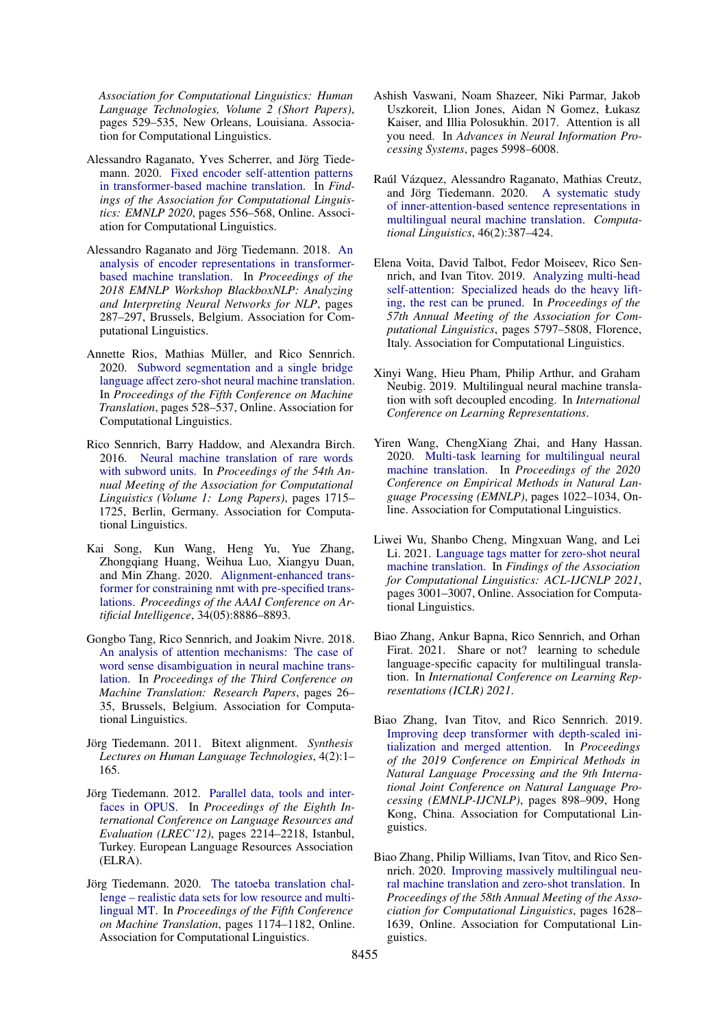*Association for Computational Linguistics: Human Language Technologies, Volume 2 (Short Papers)*, pages 529–535, New Orleans, Louisiana. Association for Computational Linguistics.

Alessandro Raganato, Yves Scherrer, and Jörg Tiedemann. 2020. Fixed encoder self-attention patterns in transformer-based machine translation. In *Findings of the Association for Computational Linguistics: EMNLP 2020*, pages 556–568, Online. Association for Computational Linguistics.

Alessandro Raganato and Jörg Tiedemann. 2018. An analysis of encoder representations in transformer-based machine translation. In *Proceedings of the 2018 EMNLP Workshop BlackboxNLP: Analyzing and Interpreting Neural Networks for NLP*, pages 287–297, Brussels, Belgium. Association for Computational Linguistics.

Annette Rios, Mathias Müller, and Rico Sennrich. 2020. Subword segmentation and a single bridge language affect zero-shot neural machine translation. In *Proceedings of the Fifth Conference on Machine Translation*, pages 528–537, Online. Association for Computational Linguistics.

Rico Sennrich, Barry Haddow, and Alexandra Birch. 2016. Neural machine translation of rare words with subword units. In *Proceedings of the 54th Annual Meeting of the Association for Computational Linguistics (Volume 1: Long Papers)*, pages 1715–1725, Berlin, Germany. Association for Computational Linguistics.

Kai Song, Kun Wang, Heng Yu, Yue Zhang, Zhongqiang Huang, Weihua Luo, Xiangyu Duan, and Min Zhang. 2020. Alignment-enhanced transformer for constraining nmt with pre-specified translations. *Proceedings of the AAAI Conference on Artificial Intelligence*, 34(05):8886–8893.

Gongbo Tang, Rico Sennrich, and Joakim Nivre. 2018. An analysis of attention mechanisms: The case of word sense disambiguation in neural machine translation. In *Proceedings of the Third Conference on Machine Translation: Research Papers*, pages 26–35, Brussels, Belgium. Association for Computational Linguistics.

Jörg Tiedemann. 2011. Bitext alignment. *Synthesis Lectures on Human Language Technologies*, 4(2):1–165.

Jörg Tiedemann. 2012. Parallel data, tools and interfaces in OPUS. In *Proceedings of the Eighth International Conference on Language Resources and Evaluation (LREC'12)*, pages 2214–2218, Istanbul, Turkey. European Language Resources Association (ELRA).

Jörg Tiedemann. 2020. The tatoeba translation challenge – realistic data sets for low resource and multilingual MT. In *Proceedings of the Fifth Conference on Machine Translation*, pages 1174–1182, Online. Association for Computational Linguistics.

Ashish Vaswani, Noam Shazeer, Niki Parmar, Jakob Uszkoreit, Llion Jones, Aidan N Gomez, Łukasz Kaiser, and Illia Polosukhin. 2017. Attention is all you need. In *Advances in Neural Information Processing Systems*, pages 5998–6008.

Raúl Vázquez, Alessandro Raganato, Mathias Creutz, and Jörg Tiedemann. 2020. A systematic study of inner-attention-based sentence representations in multilingual neural machine translation. *Computational Linguistics*, 46(2):387–424.

Elena Voita, David Talbot, Fedor Moiseev, Rico Sennrich, and Ivan Titov. 2019. Analyzing multi-head self-attention: Specialized heads do the heavy lifting, the rest can be pruned. In *Proceedings of the 57th Annual Meeting of the Association for Computational Linguistics*, pages 5797–5808, Florence, Italy. Association for Computational Linguistics.

Xinyi Wang, Hieu Pham, Philip Arthur, and Graham Neubig. 2019. Multilingual neural machine translation with soft decoupled encoding. In *International Conference on Learning Representations*.

Yiren Wang, ChengXiang Zhai, and Hany Hassan. 2020. Multi-task learning for multilingual neural machine translation. In *Proceedings of the 2020 Conference on Empirical Methods in Natural Language Processing (EMNLP)*, pages 1022–1034, Online. Association for Computational Linguistics.

Liwei Wu, Shanbo Cheng, Mingxuan Wang, and Lei Li. 2021. Language tags matter for zero-shot neural machine translation. In *Findings of the Association for Computational Linguistics: ACL-IJCNLP 2021*, pages 3001–3007, Online. Association for Computational Linguistics.

Biao Zhang, Ankur Bapna, Rico Sennrich, and Orhan Firat. 2021. Share or not? learning to schedule language-specific capacity for multilingual translation. In *International Conference on Learning Representations (ICLR) 2021*.

Biao Zhang, Ivan Titov, and Rico Sennrich. 2019. Improving deep transformer with depth-scaled initialization and merged attention. In *Proceedings of the 2019 Conference on Empirical Methods in Natural Language Processing and the 9th International Joint Conference on Natural Language Processing (EMNLP-IJCNLP)*, pages 898–909, Hong Kong, China. Association for Computational Linguistics.

Biao Zhang, Philip Williams, Ivan Titov, and Rico Sennrich. 2020. Improving massively multilingual neural machine translation and zero-shot translation. In *Proceedings of the 58th Annual Meeting of the Association for Computational Linguistics*, pages 1628–1639, Online. Association for Computational Linguistics.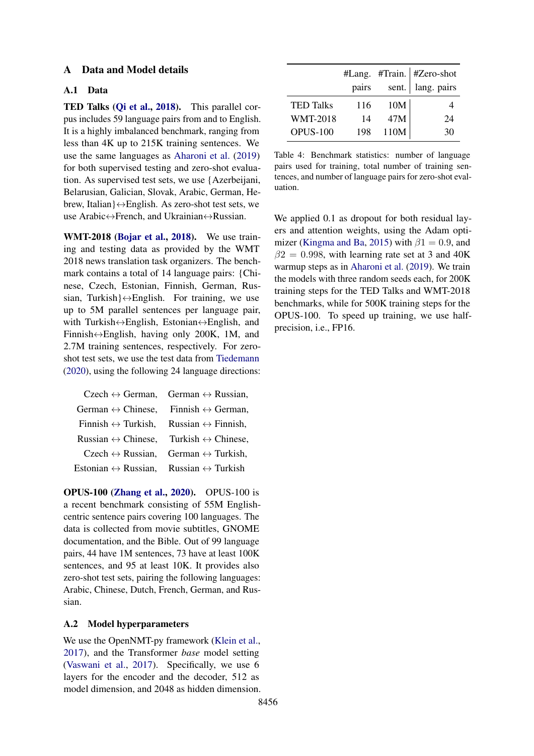## A Data and Model details

### A.1 Data

**TED Talks (Qi et al., 2018).** This parallel corpus includes 59 language pairs from and to English. It is a highly imbalanced benchmark, ranging from less than 4K up to 215K training sentences. We use the same languages as Aharoni et al. (2019) for both supervised testing and zero-shot evaluation. As supervised test sets, we use {Azerbeijani, Belarusian, Galician, Slovak, Arabic, German, Hebrew, Italian}↔English. As zero-shot test sets, we use Arabic↔French, and Ukrainian↔Russian.

**WMT-2018 (Bojar et al., 2018).** We use training and testing data as provided by the WMT 2018 news translation task organizers. The benchmark contains a total of 14 language pairs: {Chinese, Czech, Estonian, Finnish, German, Russian, Turkish}↔English. For training, we use up to 5M parallel sentences per language pair, with Turkish↔English, Estonian↔English, and Finnish↔English, having only 200K, 1M, and 2.7M training sentences, respectively. For zero-shot test sets, we use the test data from Tiedemann (2020), using the following 24 language directions:

Czech ↔ German, German ↔ Russian,
German ↔ Chinese, Finnish ↔ German,
Finnish ↔ Turkish, Russian ↔ Finnish,
Russian ↔ Chinese, Turkish ↔ Chinese,
Czech ↔ Russian, German ↔ Turkish,
Estonian ↔ Russian, Russian ↔ Turkish

**OPUS-100 (Zhang et al., 2020).** OPUS-100 is a recent benchmark consisting of 55M English-centric sentence pairs covering 100 languages. The data is collected from movie subtitles, GNOME documentation, and the Bible. Out of 99 language pairs, 44 have 1M sentences, 73 have at least 100K sentences, and 95 at least 10K. It provides also zero-shot test sets, pairing the following languages: Arabic, Chinese, Dutch, French, German, and Russian.

### A.2 Model hyperparameters

We use the OpenNMT-py framework (Klein et al., 2017), and the Transformer *base* model setting (Vaswani et al., 2017). Specifically, we use 6 layers for the encoder and the decoder, 512 as model dimension, and 2048 as hidden dimension.

| | #Lang. pairs | #Train. sent. | #Zero-shot lang. pairs |
|---|---|---|---|
| TED Talks | 116 | 10M | 4 |
| WMT-2018 | 14 | 47M | 24 |
| OPUS-100 | 198 | 110M | 30 |

Table 4: Benchmark statistics: number of language pairs used for training, total number of training sentences, and number of language pairs for zero-shot evaluation.

We applied 0.1 as dropout for both residual layers and attention weights, using the Adam optimizer (Kingma and Ba, 2015) with $\beta 1 = 0.9$, and $\beta 2 = 0.998$, with learning rate set at 3 and 40K warmup steps as in Aharoni et al. (2019). We train the models with three random seeds each, for 200K training steps for the TED Talks and WMT-2018 benchmarks, while for 500K training steps for the OPUS-100. To speed up training, we use half-precision, i.e., FP16.